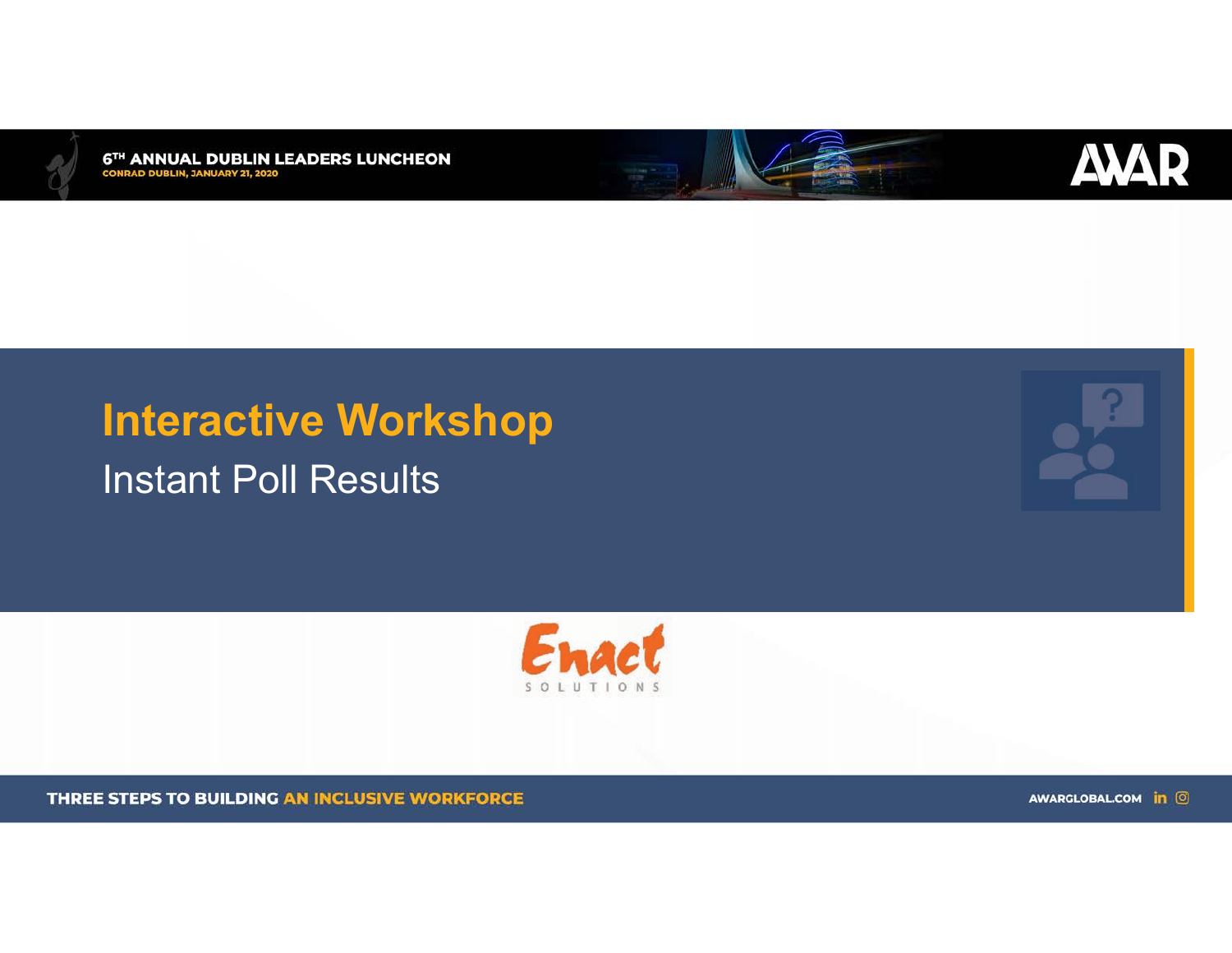6TH ANNUAL DUBLIN LEADERS LUNCHEON

CONRAD DUBLIN, JANUARY 21, 2020

AWAR

# Interactive Workshop

## Instant Poll Results

Enact SOLUTIONS

THREE STEPS TO BUILDING AN INCLUSIVE WORKFORCE

AWARGLOBAL.COM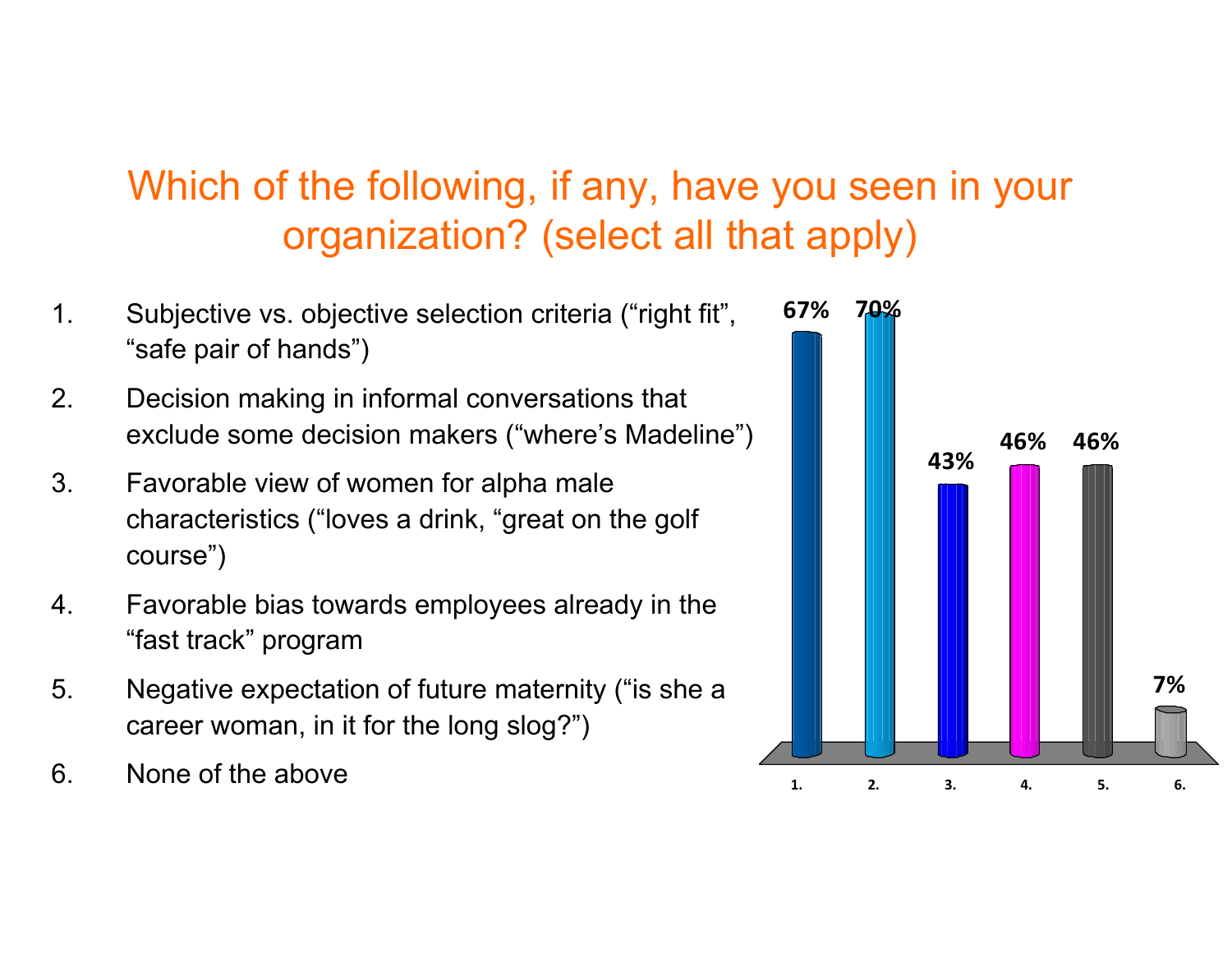# Which of the following, if any, have you seen in your organization? (select all that apply)

1. Subjective vs. objective selection criteria (“right fit”, “safe pair of hands”)
2. Decision making in informal conversations that exclude some decision makers (“where’s Madeline”)
3. Favorable view of women for alpha male characteristics (“loves a drink, “great on the golf course”)
4. Favorable bias towards employees already in the “fast track” program
5. Negative expectation of future maternity (“is she a career woman, in it for the long slog?”)
6. None of the above

67%
70%
43%
46%
46%
7%

1.
2.
3.
4.
5.
6.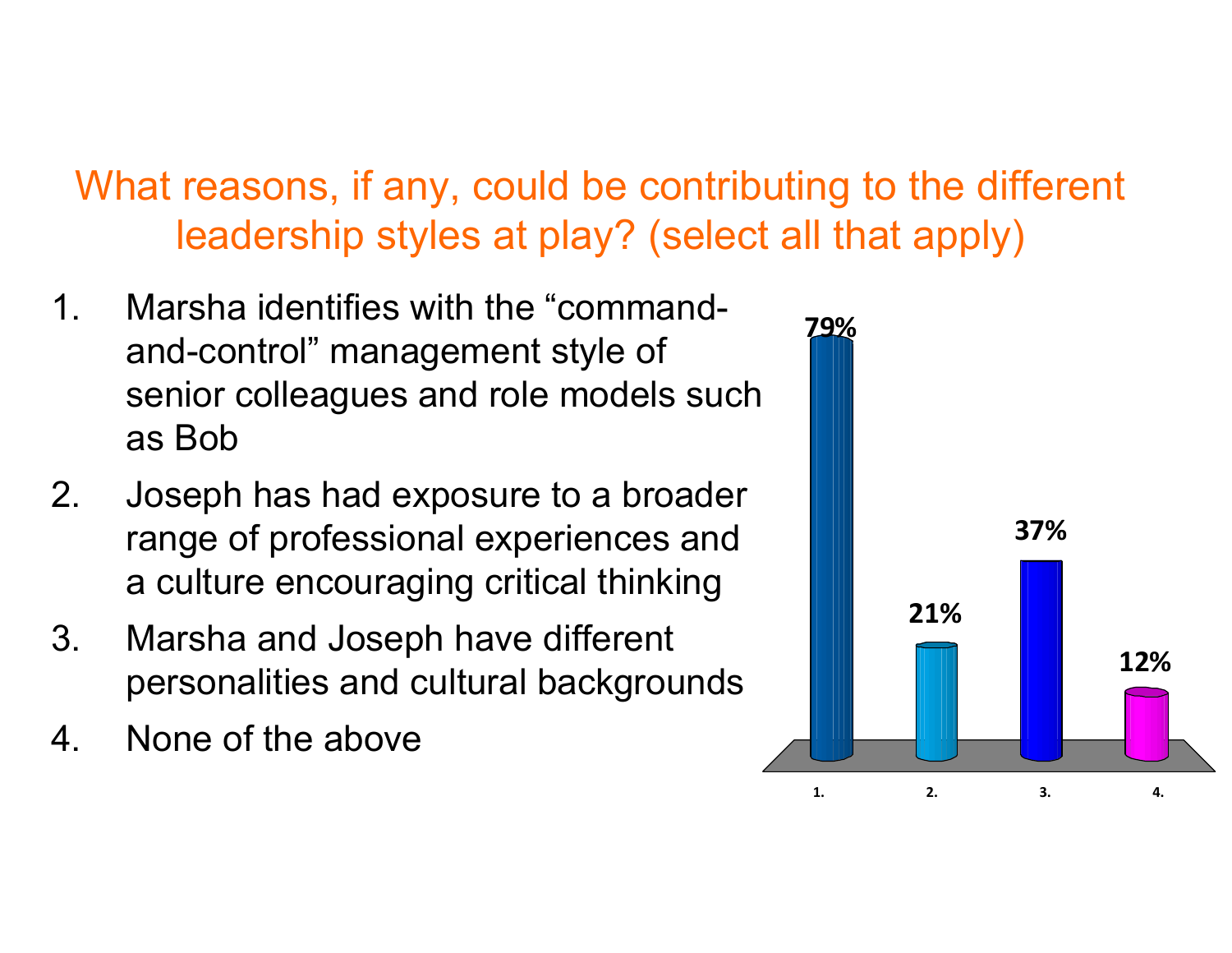# What reasons, if any, could be contributing to the different leadership styles at play? (select all that apply)

1. Marsha identifies with the "command-and-control" management style of senior colleagues and role models such as Bob
2. Joseph has had exposure to a broader range of professional experiences and a culture encouraging critical thinking
3. Marsha and Joseph have different personalities and cultural backgrounds
4. None of the above

79%
21%
37%
12%

1.
2.
3.
4.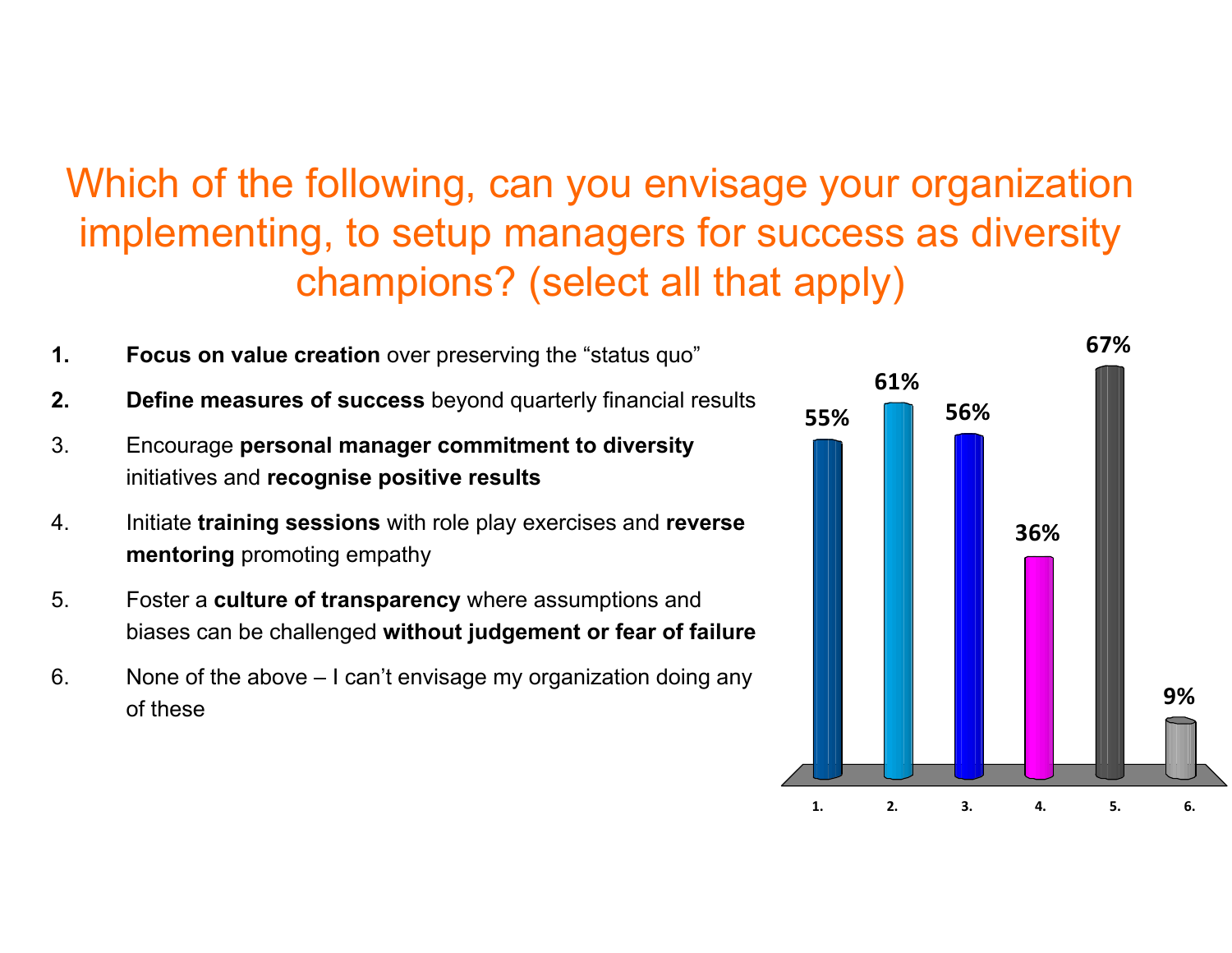# Which of the following, can you envisage your organization implementing, to setup managers for success as diversity champions? (select all that apply)

1. **Focus on value creation** over preserving the "status quo"
2. **Define measures of success** beyond quarterly financial results
3. Encourage **personal manager commitment to diversity** initiatives and **recognise positive results**
4. Initiate **training sessions** with role play exercises and **reverse mentoring** promoting empathy
5. Foster a **culture of transparency** where assumptions and biases can be challenged **without judgement or fear of failure**
6. None of the above – I can't envisage my organization doing any of these

55%
61%
56%
36%
67%
9%

1.
2.
3.
4.
5.
6.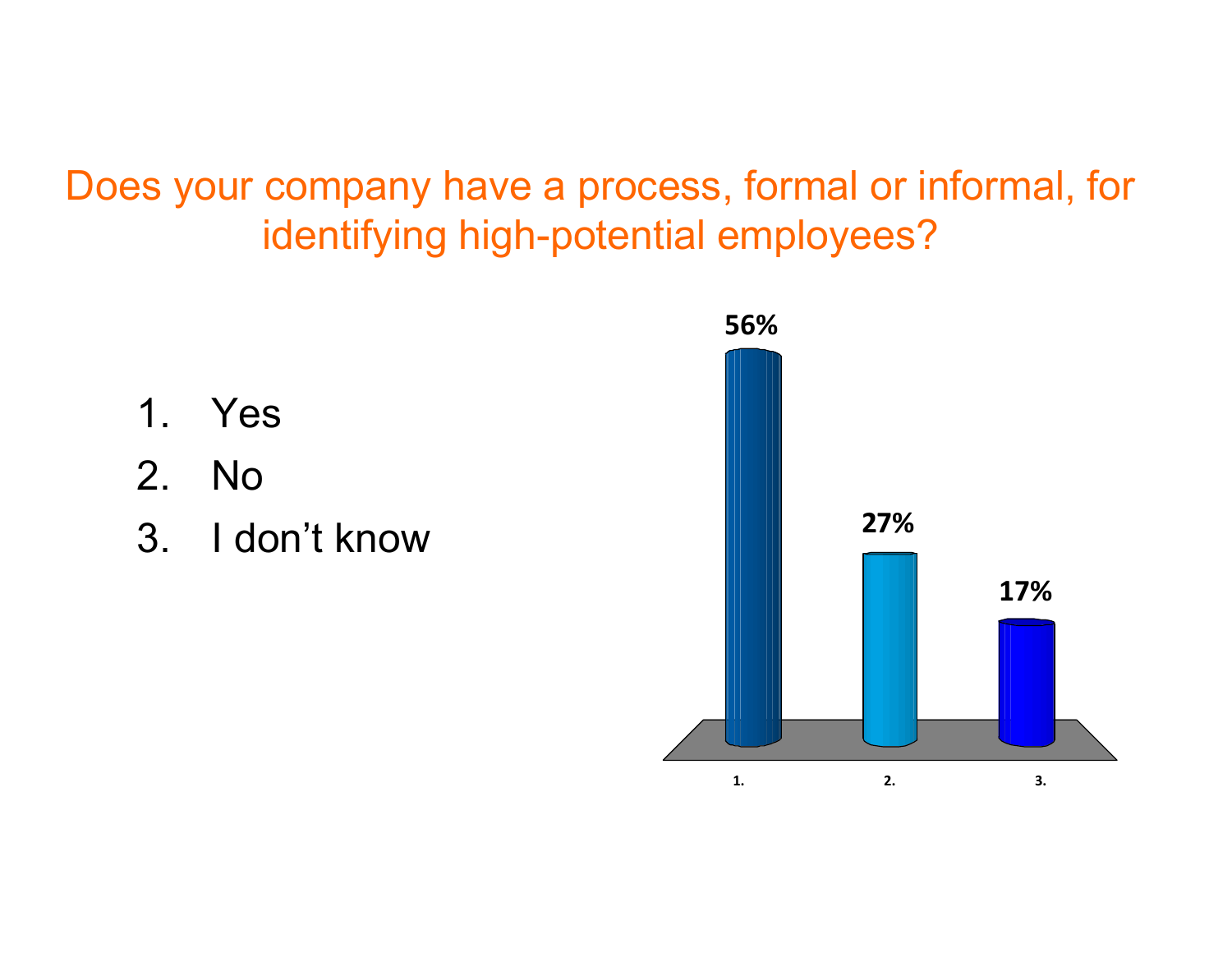# Does your company have a process, formal or informal, for identifying high-potential employees?

1. Yes
2. No
3. I don't know

56%

27%

17%

1.

2.

3.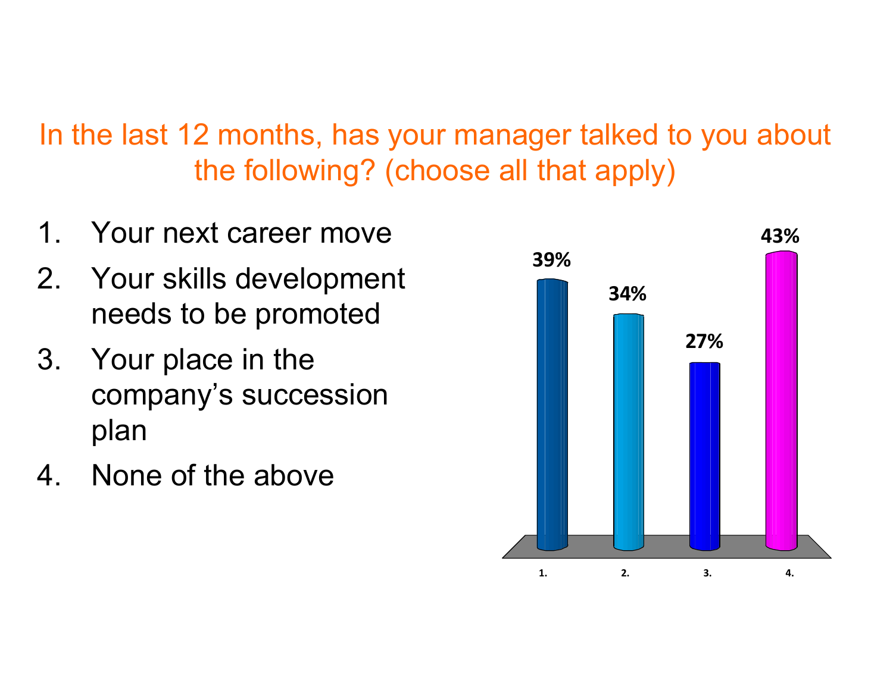# In the last 12 months, has your manager talked to you about the following? (choose all that apply)

1. Your next career move
2. Your skills development needs to be promoted
3. Your place in the company's succession plan
4. None of the above

39%

34%

27%

43%

1.

2.

3.

4.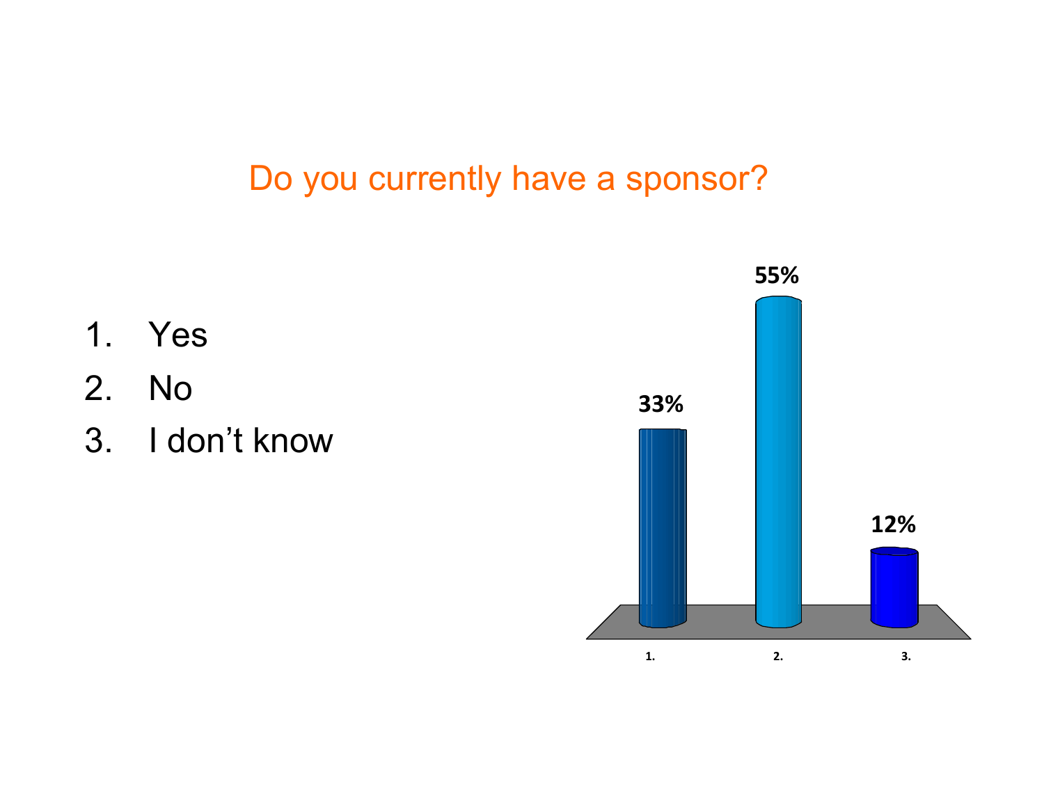# Do you currently have a sponsor?

1. Yes
2. No
3. I don't know

33%

55%

12%

1.

2.

3.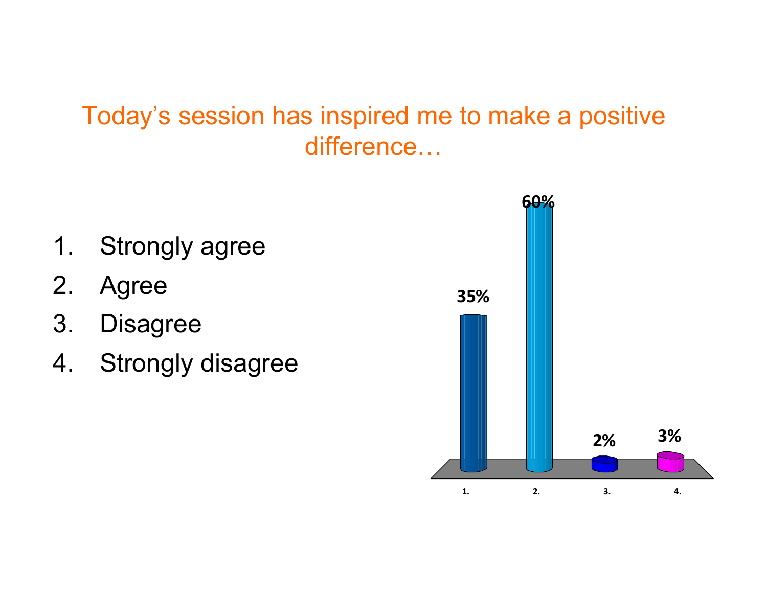## Today's session has inspired me to make a positive difference…

1. Strongly agree
2. Agree
3. Disagree
4. Strongly disagree

| | 1. | 2. | 3. | 4. |
|---|---|---|---|---|
| % | 35% | 60% | 2% | 3% |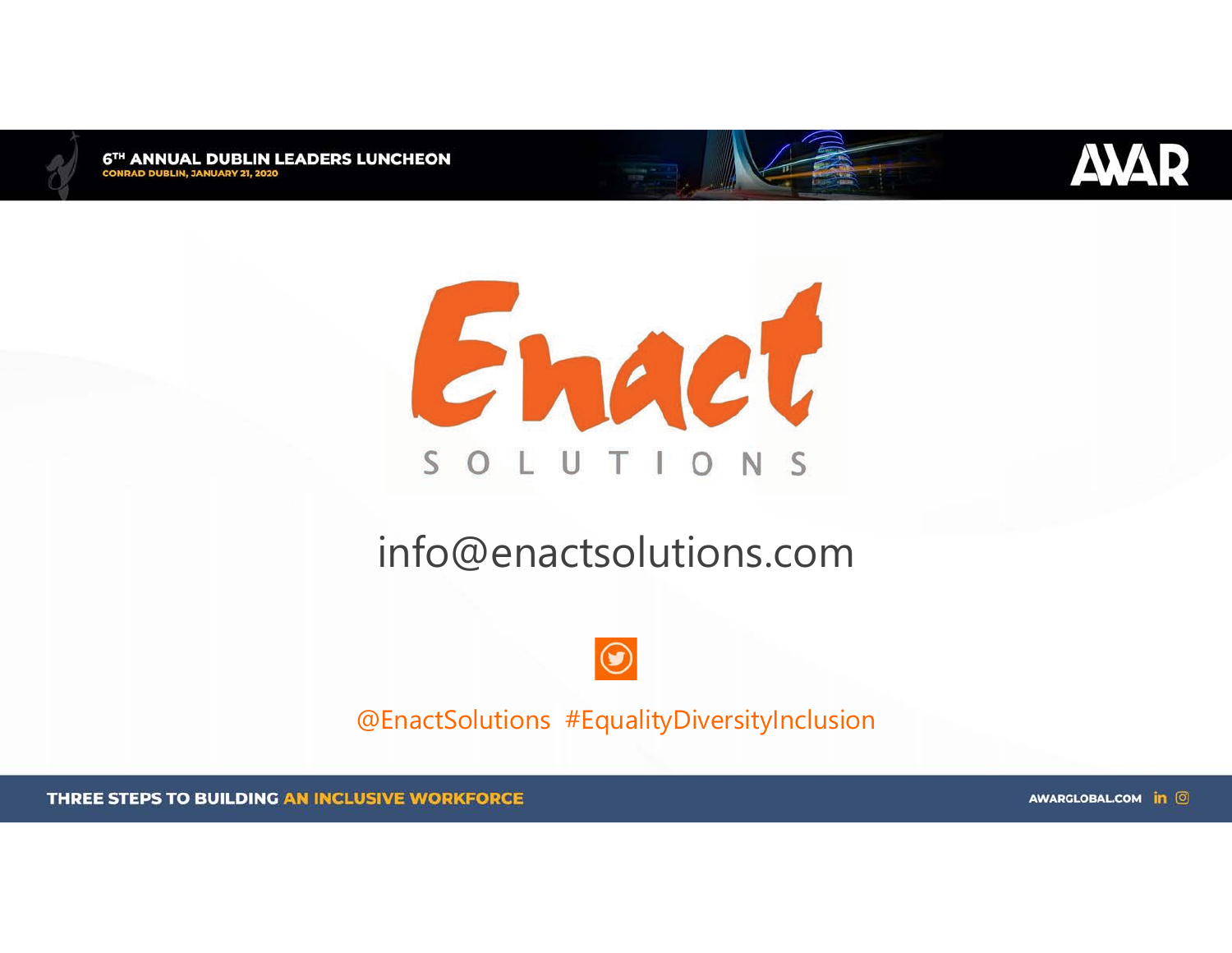# Enact

SOLUTIONS

info@enactsolutions.com

@EnactSolutions #EqualityDiversityInclusion